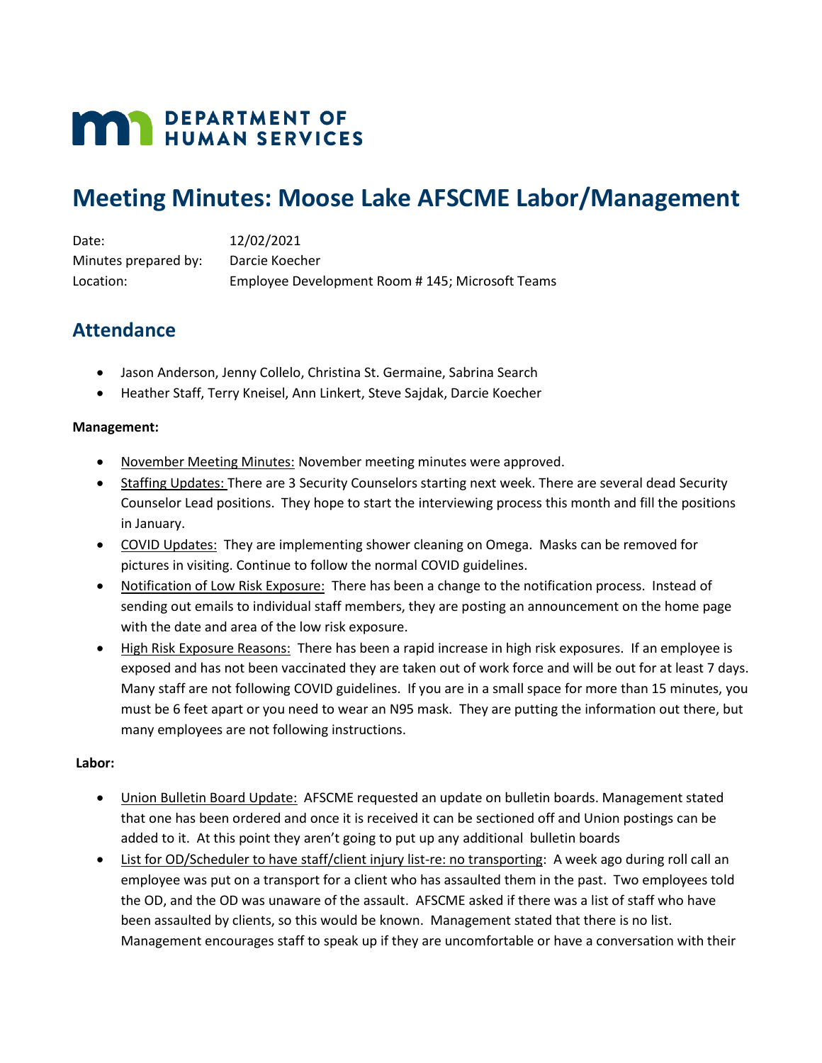DEPARTMENT OF HUMAN SERVICES

# Meeting Minutes: Moose Lake AFSCME Labor/Management

Date: 12/02/2021
Minutes prepared by: Darcie Koecher
Location: Employee Development Room # 145; Microsoft Teams

## Attendance

- Jason Anderson, Jenny Collelo, Christina St. Germaine, Sabrina Search
- Heather Staff, Terry Kneisel, Ann Linkert, Steve Sajdak, Darcie Koecher

**Management:**

- November Meeting Minutes: November meeting minutes were approved.
- Staffing Updates: There are 3 Security Counselors starting next week. There are several dead Security Counselor Lead positions. They hope to start the interviewing process this month and fill the positions in January.
- COVID Updates: They are implementing shower cleaning on Omega. Masks can be removed for pictures in visiting. Continue to follow the normal COVID guidelines.
- Notification of Low Risk Exposure: There has been a change to the notification process. Instead of sending out emails to individual staff members, they are posting an announcement on the home page with the date and area of the low risk exposure.
- High Risk Exposure Reasons: There has been a rapid increase in high risk exposures. If an employee is exposed and has not been vaccinated they are taken out of work force and will be out for at least 7 days. Many staff are not following COVID guidelines. If you are in a small space for more than 15 minutes, you must be 6 feet apart or you need to wear an N95 mask. They are putting the information out there, but many employees are not following instructions.

**Labor:**

- Union Bulletin Board Update: AFSCME requested an update on bulletin boards. Management stated that one has been ordered and once it is received it can be sectioned off and Union postings can be added to it. At this point they aren't going to put up any additional bulletin boards
- List for OD/Scheduler to have staff/client injury list-re: no transporting: A week ago during roll call an employee was put on a transport for a client who has assaulted them in the past. Two employees told the OD, and the OD was unaware of the assault. AFSCME asked if there was a list of staff who have been assaulted by clients, so this would be known. Management stated that there is no list. Management encourages staff to speak up if they are uncomfortable or have a conversation with their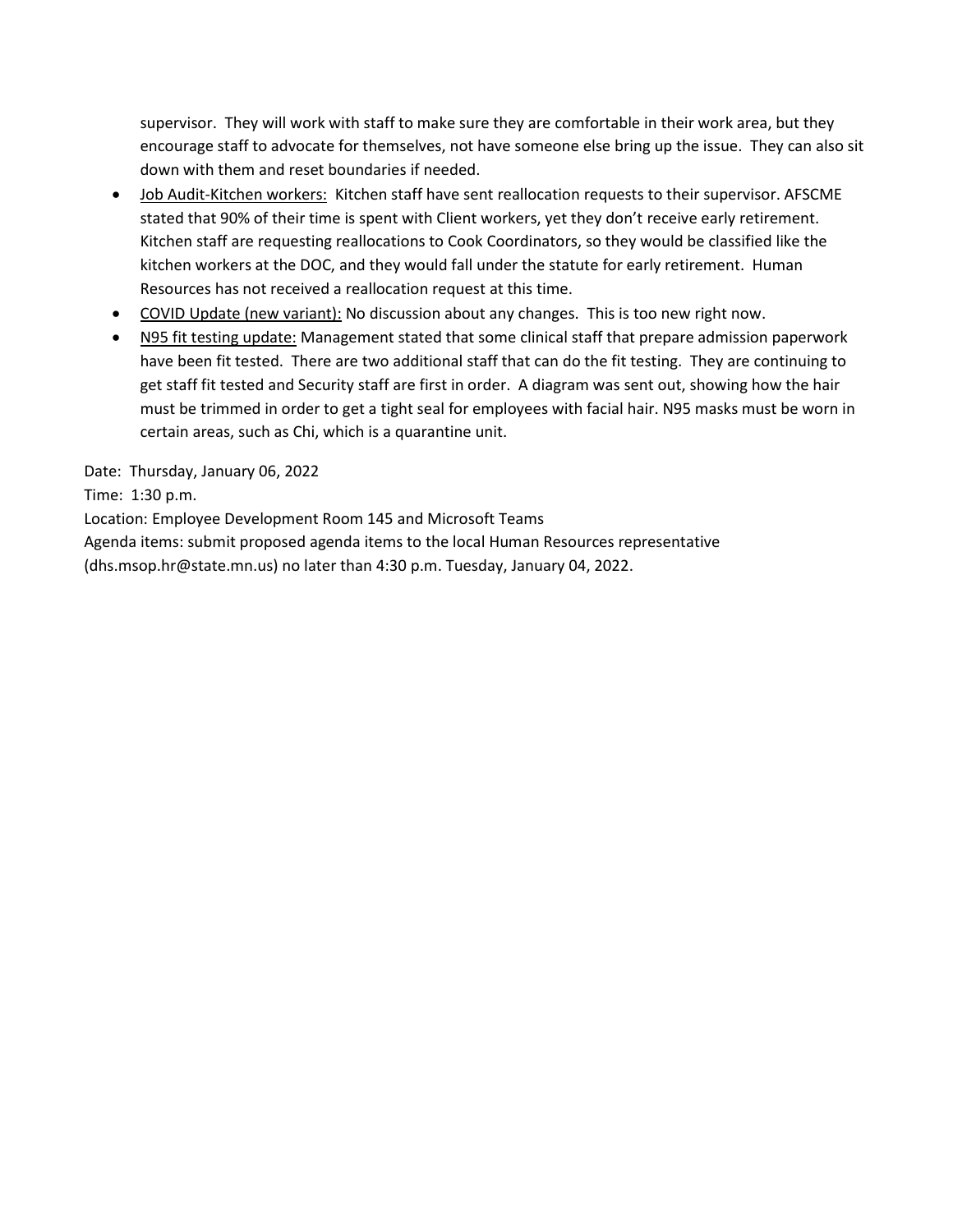supervisor. They will work with staff to make sure they are comfortable in their work area, but they encourage staff to advocate for themselves, not have someone else bring up the issue. They can also sit down with them and reset boundaries if needed.

- Job Audit-Kitchen workers: Kitchen staff have sent reallocation requests to their supervisor. AFSCME stated that 90% of their time is spent with Client workers, yet they don't receive early retirement. Kitchen staff are requesting reallocations to Cook Coordinators, so they would be classified like the kitchen workers at the DOC, and they would fall under the statute for early retirement. Human Resources has not received a reallocation request at this time.
- COVID Update (new variant): No discussion about any changes. This is too new right now.
- N95 fit testing update: Management stated that some clinical staff that prepare admission paperwork have been fit tested. There are two additional staff that can do the fit testing. They are continuing to get staff fit tested and Security staff are first in order. A diagram was sent out, showing how the hair must be trimmed in order to get a tight seal for employees with facial hair. N95 masks must be worn in certain areas, such as Chi, which is a quarantine unit.

Date: Thursday, January 06, 2022
Time: 1:30 p.m.
Location: Employee Development Room 145 and Microsoft Teams
Agenda items: submit proposed agenda items to the local Human Resources representative (dhs.msop.hr@state.mn.us) no later than 4:30 p.m. Tuesday, January 04, 2022.